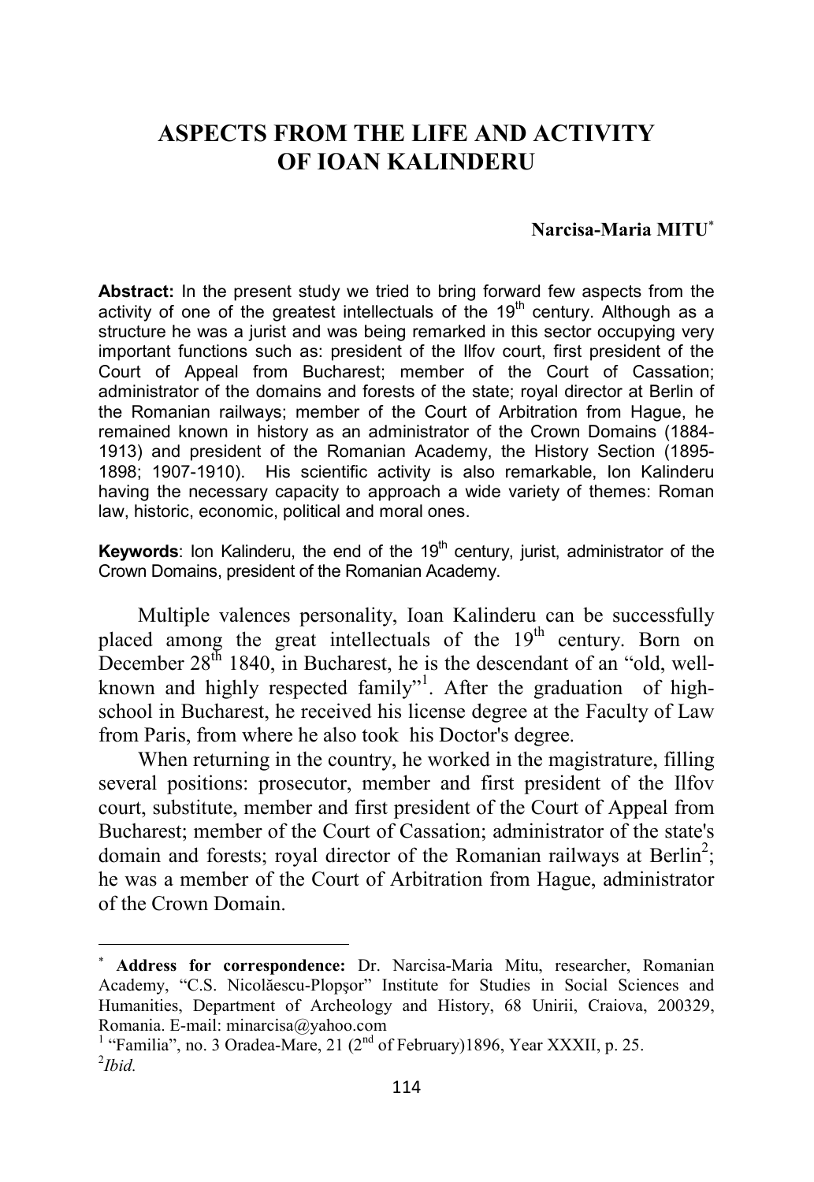# ASPECTS FROM THE LIFE AND ACTIVITY OF IOAN KALINDERU

**Narcisa-Maria MITU**[*]

**Abstract:** In the present study we tried to bring forward few aspects from the activity of one of the greatest intellectuals of the 19th century. Although as a structure he was a jurist and was being remarked in this sector occupying very important functions such as: president of the Ilfov court, first president of the Court of Appeal from Bucharest; member of the Court of Cassation; administrator of the domains and forests of the state; royal director at Berlin of the Romanian railways; member of the Court of Arbitration from Hague, he remained known in history as an administrator of the Crown Domains (1884-1913) and president of the Romanian Academy, the History Section (1895-1898; 1907-1910). His scientific activity is also remarkable, Ion Kalinderu having the necessary capacity to approach a wide variety of themes: Roman law, historic, economic, political and moral ones.

**Keywords**: Ion Kalinderu, the end of the 19th century, jurist, administrator of the Crown Domains, president of the Romanian Academy.

Multiple valences personality, Ioan Kalinderu can be successfully placed among the great intellectuals of the 19th century. Born on December 28th 1840, in Bucharest, he is the descendant of an "old, well-known and highly respected family"[1]. After the graduation of high-school in Bucharest, he received his license degree at the Faculty of Law from Paris, from where he also took his Doctor's degree.

When returning in the country, he worked in the magistrature, filling several positions: prosecutor, member and first president of the Ilfov court, substitute, member and first president of the Court of Appeal from Bucharest; member of the Court of Cassation; administrator of the state's domain and forests; royal director of the Romanian railways at Berlin[2]; he was a member of the Court of Arbitration from Hague, administrator of the Crown Domain.

---

[*] **Address for correspondence:** Dr. Narcisa-Maria Mitu, researcher, Romanian Academy, "C.S. Nicolăescu-Plopşor" Institute for Studies in Social Sciences and Humanities, Department of Archeology and History, 68 Unirii, Craiova, 200329, Romania. E-mail: minarcisa@yahoo.com

[1] "Familia", no. 3 Oradea-Mare, 21 (2nd of February)1896, Year XXXII, p. 25.

[2] *Ibid.*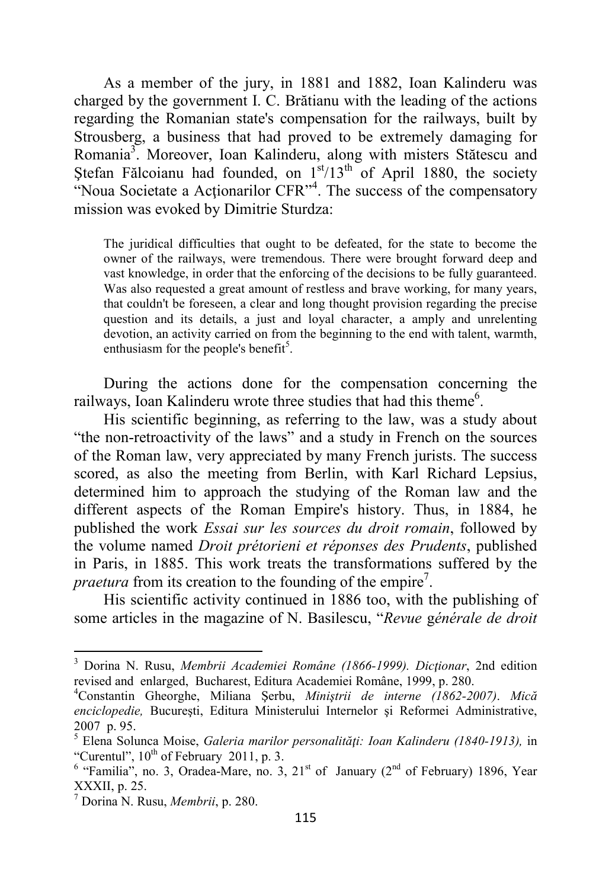As a member of the jury, in 1881 and 1882, Ioan Kalinderu was charged by the government I. C. Brătianu with the leading of the actions regarding the Romanian state's compensation for the railways, built by Strousberg, a business that had proved to be extremely damaging for Romania[3]. Moreover, Ioan Kalinderu, along with misters Stătescu and Ştefan Fălcoianu had founded, on 1st/13th of April 1880, the society "Noua Societate a Acţionarilor CFR"[4]. The success of the compensatory mission was evoked by Dimitrie Sturdza:

> The juridical difficulties that ought to be defeated, for the state to become the owner of the railways, were tremendous. There were brought forward deep and vast knowledge, in order that the enforcing of the decisions to be fully guaranteed. Was also requested a great amount of restless and brave working, for many years, that couldn't be foreseen, a clear and long thought provision regarding the precise question and its details, a just and loyal character, a amply and unrelenting devotion, an activity carried on from the beginning to the end with talent, warmth, enthusiasm for the people's benefit[5].

During the actions done for the compensation concerning the railways, Ioan Kalinderu wrote three studies that had this theme[6].

His scientific beginning, as referring to the law, was a study about "the non-retroactivity of the laws" and a study in French on the sources of the Roman law, very appreciated by many French jurists. The success scored, as also the meeting from Berlin, with Karl Richard Lepsius, determined him to approach the studying of the Roman law and the different aspects of the Roman Empire's history. Thus, in 1884, he published the work *Essai sur les sources du droit romain*, followed by the volume named *Droit prétorieni et réponses des Prudents*, published in Paris, in 1885. This work treats the transformations suffered by the *praetura* from its creation to the founding of the empire[7].

His scientific activity continued in 1886 too, with the publishing of some articles in the magazine of N. Basilescu, "*Revue générale de droit*

---

[3] Dorina N. Rusu, *Membrii Academiei Române (1866-1999). Dicţionar*, 2nd edition revised and enlarged, Bucharest, Editura Academiei Române, 1999, p. 280.

[4] Constantin Gheorghe, Miliana Şerbu, *Miniştrii de interne (1862-2007). Mică enciclopedie,* Bucureşti, Editura Ministerului Internelor şi Reformei Administrative, 2007 p. 95.

[5] Elena Solunca Moise, *Galeria marilor personalităţi: Ioan Kalinderu (1840-1913),* in "Curentul", 10th of February 2011, p. 3.

[6] "Familia", no. 3, Oradea-Mare, no. 3, 21st of January (2nd of February) 1896, Year XXXII, p. 25.

[7] Dorina N. Rusu, *Membrii*, p. 280.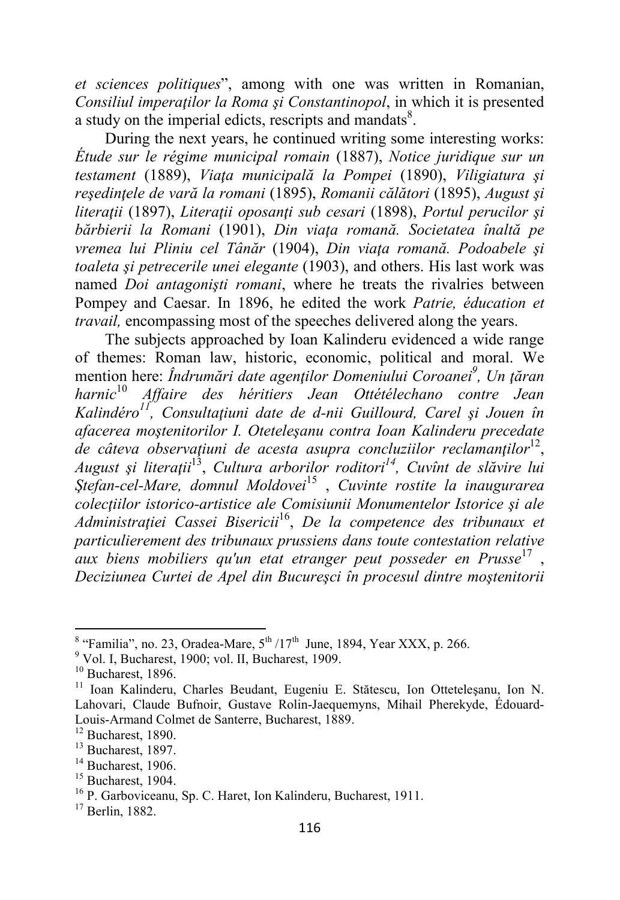*et sciences politiques*", among with one was written in Romanian, *Consiliul imperaţilor la Roma şi Constantinopol*, in which it is presented a study on the imperial edicts, rescripts and mandats[8].

During the next years, he continued writing some interesting works: *Étude sur le régime municipal romain* (1887), *Notice juridique sur un testament* (1889), *Viaţa municipală la Pompei* (1890), *Viligiatura şi reşedinţele de vară la romani* (1895), *Romanii călători* (1895), *August şi literaţii* (1897), *Literaţii oposanţi sub cesari* (1898), *Portul perucilor şi bărbierii la Romani* (1901), *Din viaţa romană. Societatea înaltă pe vremea lui Pliniu cel Tânăr* (1904), *Din viaţa romană. Podoabele şi toaleta şi petrecerile unei elegante* (1903), and others. His last work was named *Doi antagonişti romani*, where he treats the rivalries between Pompey and Caesar. In 1896, he edited the work *Patrie, éducation et travail,* encompassing most of the speeches delivered along the years.

The subjects approached by Ioan Kalinderu evidenced a wide range of themes: Roman law, historic, economic, political and moral. We mention here: *Îndrumări date agenţilor Domeniului Coroanei*[9]*, Un ţăran harnic*[10] *Affaire des héritiers Jean Ottételechano contre Jean Kalindéro*[11]*, Consultaţiuni date de d-nii Guillourd, Carel şi Jouen în afacerea moştenitorilor I. Oteteleşanu contra Ioan Kalinderu precedate de câteva observaţiuni de acesta asupra concluziilor reclamanţilor*[12], *August şi literaţii*[13], *Cultura arborilor roditori*[14]*, Cuvînt de slăvire lui Ştefan-cel-Mare, domnul Moldovei*[15] , *Cuvinte rostite la inaugurarea colecţiilor istorico-artistice ale Comisiunii Monumentelor Istorice şi ale Administraţiei Cassei Bisericii*[16], *De la competence des tribunaux et particulierement des tribunaux prussiens dans toute contestation relative aux biens mobiliers qu'un etat etranger peut posseder en Prusse*[17] , *Deciziunea Curţei de Apel din Bucureşci în procesul dintre moştenitorii*

---

[8] "Familia", no. 23, Oradea-Mare, 5th /17th June, 1894, Year XXX, p. 266.

[9] Vol. I, Bucharest, 1900; vol. II, Bucharest, 1909.

[10] Bucharest, 1896.

[11] Ioan Kalinderu, Charles Beudant, Eugeniu E. Stătescu, Ion Otteteleşanu, Ion N. Lahovari, Claude Bufnoir, Gustave Rolin-Jaequemyns, Mihail Pherekyde, Édouard-Louis-Armand Colmet de Santerre, Bucharest, 1889.

[12] Bucharest, 1890.

[13] Bucharest, 1897.

[14] Bucharest, 1906.

[15] Bucharest, 1904.

[16] P. Garboviceanu, Sp. C. Haret, Ion Kalinderu, Bucharest, 1911.

[17] Berlin, 1882.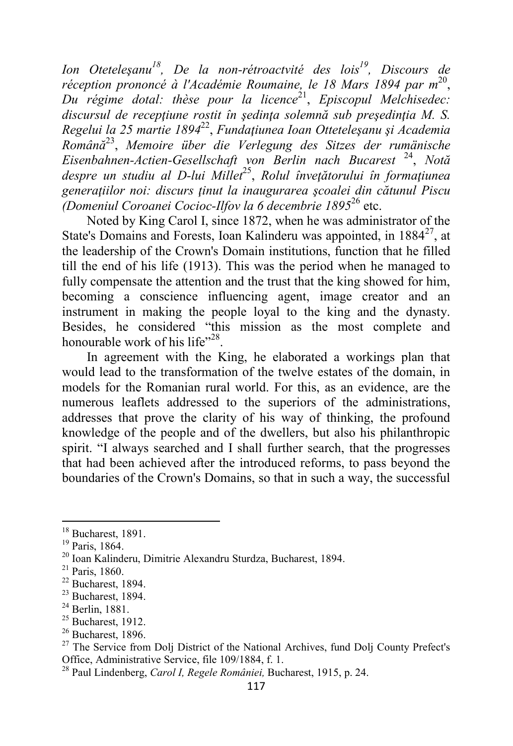*Ion Oteteleşanu*[18], *De la non-rétroactvité des lois*[19], *Discours de réception prononcé à l'Académie Roumaine, le 18 Mars 1894 par m*[20], *Du régime dotal: thèse pour la licence*[21], *Episcopul Melchisedec: discursul de recepţiune rostit în şedinţa solemnă sub preşedinţia M. S. Regelui la 25 martie 1894*[22], *Fundaţiunea Ioan Otteteleşanu şi Academia Română*[23], *Memoire über die Verlegung des Sitzes der rumänische Eisenbahnen-Actien-Gesellschaft von Berlin nach Bucarest* [24], *Notă despre un studiu al D-lui Millet*[25], *Rolul învеţătorului în formaţiunea generaţiilor noi: discurs ţinut la inaugurarea şcoalei din cătunul Piscu (Domeniul Coroanei Cocioc-Ilfov la 6 decembrie 1895*[26] etc.

Noted by King Carol I, since 1872, when he was administrator of the State's Domains and Forests, Ioan Kalinderu was appointed, in 1884[27], at the leadership of the Crown's Domain institutions, function that he filled till the end of his life (1913). This was the period when he managed to fully compensate the attention and the trust that the king showed for him, becoming a conscience influencing agent, image creator and an instrument in making the people loyal to the king and the dynasty. Besides, he considered "this mission as the most complete and honourable work of his life"[28].

In agreement with the King, he elaborated a workings plan that would lead to the transformation of the twelve estates of the domain, in models for the Romanian rural world. For this, as an evidence, are the numerous leaflets addressed to the superiors of the administrations, addresses that prove the clarity of his way of thinking, the profound knowledge of the people and of the dwellers, but also his philanthropic spirit. "I always searched and I shall further search, that the progresses that had been achieved after the introduced reforms, to pass beyond the boundaries of the Crown's Domains, so that in such a way, the successful

---

[18] Bucharest, 1891.

[19] Paris, 1864.

[20] Ioan Kalinderu, Dimitrie Alexandru Sturdza, Bucharest, 1894.

[21] Paris, 1860.

[22] Bucharest, 1894.

[23] Bucharest, 1894.

[24] Berlin, 1881.

[25] Bucharest, 1912.

[26] Bucharest, 1896.

[27] The Service from Dolj District of the National Archives, fund Dolj County Prefect's Office, Administrative Service, file 109/1884, f. 1.

[28] Paul Lindenberg, *Carol I, Regele României,* Bucharest, 1915, p. 24.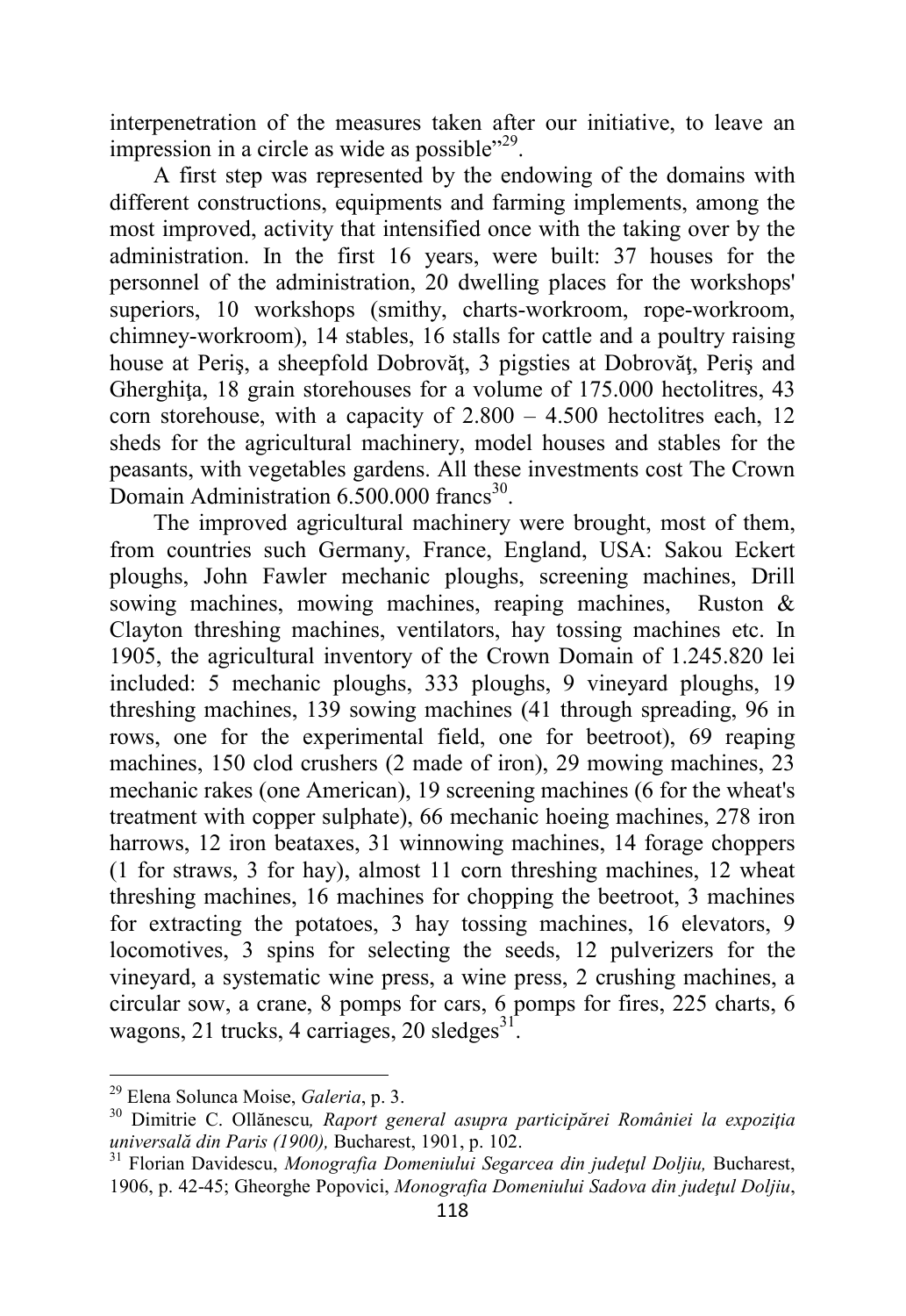interpenetration of the measures taken after our initiative, to leave an impression in a circle as wide as possible"[29].

A first step was represented by the endowing of the domains with different constructions, equipments and farming implements, among the most improved, activity that intensified once with the taking over by the administration. In the first 16 years, were built: 37 houses for the personnel of the administration, 20 dwelling places for the workshops' superiors, 10 workshops (smithy, charts-workroom, rope-workroom, chimney-workroom), 14 stables, 16 stalls for cattle and a poultry raising house at Periş, a sheepfold Dobrovăţ, 3 pigsties at Dobrovăţ, Periş and Gherghiţa, 18 grain storehouses for a volume of 175.000 hectolitres, 43 corn storehouse, with a capacity of 2.800 – 4.500 hectolitres each, 12 sheds for the agricultural machinery, model houses and stables for the peasants, with vegetables gardens. All these investments cost The Crown Domain Administration 6.500.000 francs[30].

The improved agricultural machinery were brought, most of them, from countries such Germany, France, England, USA: Sakou Eckert ploughs, John Fawler mechanic ploughs, screening machines, Drill sowing machines, mowing machines, reaping machines, Ruston & Clayton threshing machines, ventilators, hay tossing machines etc. In 1905, the agricultural inventory of the Crown Domain of 1.245.820 lei included: 5 mechanic ploughs, 333 ploughs, 9 vineyard ploughs, 19 threshing machines, 139 sowing machines (41 through spreading, 96 in rows, one for the experimental field, one for beetroot), 69 reaping machines, 150 clod crushers (2 made of iron), 29 mowing machines, 23 mechanic rakes (one American), 19 screening machines (6 for the wheat's treatment with copper sulphate), 66 mechanic hoeing machines, 278 iron harrows, 12 iron beataxes, 31 winnowing machines, 14 forage choppers (1 for straws, 3 for hay), almost 11 corn threshing machines, 12 wheat threshing machines, 16 machines for chopping the beetroot, 3 machines for extracting the potatoes, 3 hay tossing machines, 16 elevators, 9 locomotives, 3 spins for selecting the seeds, 12 pulverizers for the vineyard, a systematic wine press, a wine press, 2 crushing machines, a circular sow, a crane, 8 pomps for cars, 6 pomps for fires, 225 charts, 6 wagons, 21 trucks, 4 carriages, 20 sledges[31].

---

[29] Elena Solunca Moise, *Galeria*, p. 3.

[30] Dimitrie C. Ollănescu*, Raport general asupra participării României la expoziţia universală din Paris (1900),* Bucharest, 1901, p. 102.

[31] Florian Davidescu, *Monografia Domeniului Segarcea din judeţul Doljiu,* Bucharest, 1906, p. 42-45; Gheorghe Popovici, *Monografia Domeniului Sadova din judeţul Doljiu*,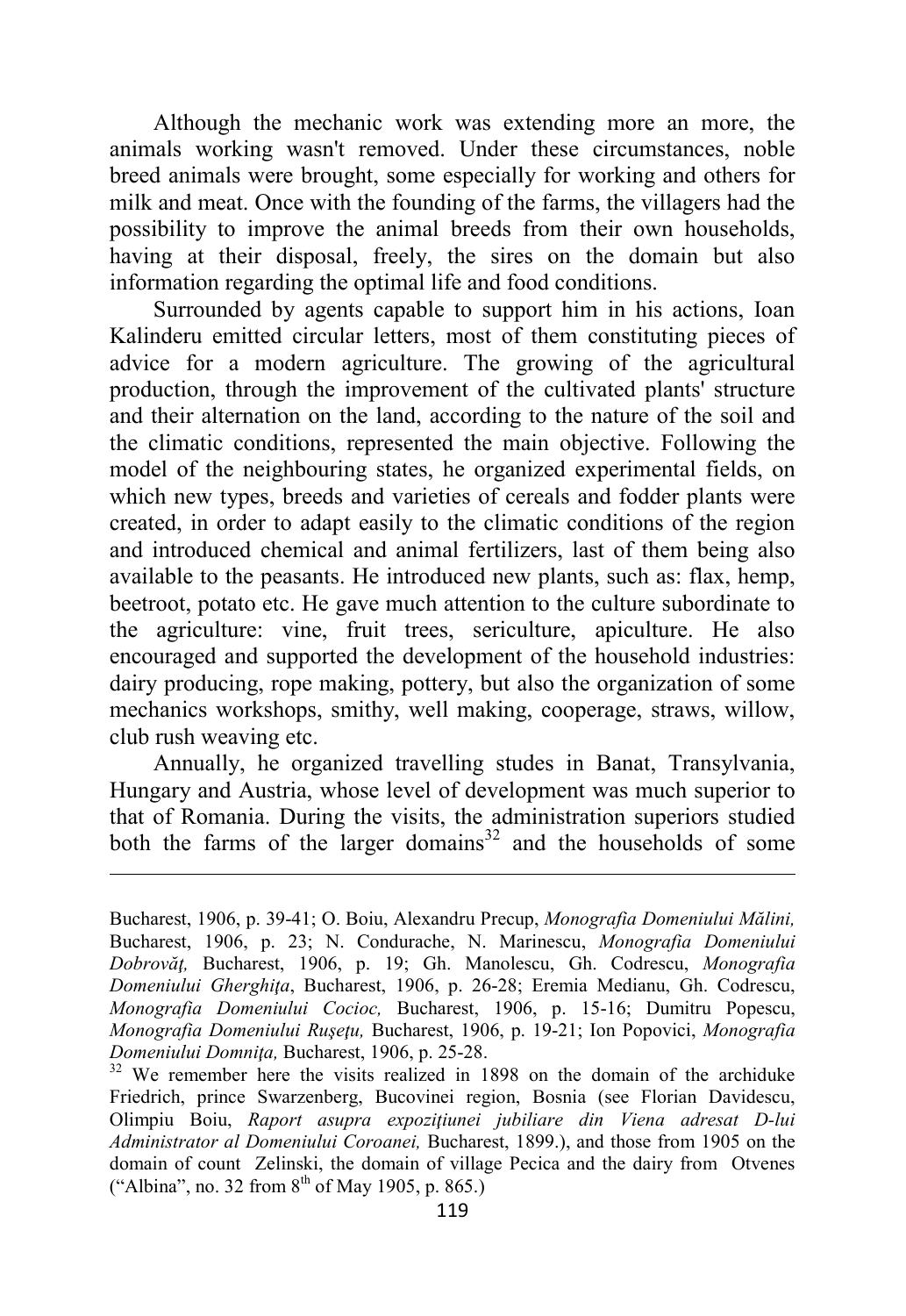Although the mechanic work was extending more an more, the animals working wasn't removed. Under these circumstances, noble breed animals were brought, some especially for working and others for milk and meat. Once with the founding of the farms, the villagers had the possibility to improve the animal breeds from their own households, having at their disposal, freely, the sires on the domain but also information regarding the optimal life and food conditions.

Surrounded by agents capable to support him in his actions, Ioan Kalinderu emitted circular letters, most of them constituting pieces of advice for a modern agriculture. The growing of the agricultural production, through the improvement of the cultivated plants' structure and their alternation on the land, according to the nature of the soil and the climatic conditions, represented the main objective. Following the model of the neighbouring states, he organized experimental fields, on which new types, breeds and varieties of cereals and fodder plants were created, in order to adapt easily to the climatic conditions of the region and introduced chemical and animal fertilizers, last of them being also available to the peasants. He introduced new plants, such as: flax, hemp, beetroot, potato etc. He gave much attention to the culture subordinate to the agriculture: vine, fruit trees, sericulture, apiculture. He also encouraged and supported the development of the household industries: dairy producing, rope making, pottery, but also the organization of some mechanics workshops, smithy, well making, cooperage, straws, willow, club rush weaving etc.

Annually, he organized travelling studes in Banat, Transylvania, Hungary and Austria, whose level of development was much superior to that of Romania. During the visits, the administration superiors studied both the farms of the larger domains[32] and the households of some

---

Bucharest, 1906, p. 39-41; O. Boiu, Alexandru Precup, *Monografia Domeniului Mălini,* Bucharest, 1906, p. 23; N. Condurache, N. Marinescu, *Monografia Domeniului Dobrovăţ,* Bucharest, 1906, p. 19; Gh. Manolescu, Gh. Codrescu, *Monografia Domeniului Gherghiţa*, Bucharest, 1906, p. 26-28; Eremia Medianu, Gh. Codrescu, *Monografia Domeniului Cocioc,* Bucharest, 1906, p. 15-16; Dumitru Popescu, *Monografia Domeniului Ruşeţu,* Bucharest, 1906, p. 19-21; Ion Popovici, *Monografia Domeniului Domniţa,* Bucharest, 1906, p. 25-28.

[32] We remember here the visits realized in 1898 on the domain of the archiduke Friedrich, prince Swarzenberg, Bucovinei region, Bosnia (see Florian Davidescu, Olimpiu Boiu, *Raport asupra expoziţiunei jubiliare din Viena adresat D-lui Administrator al Domeniului Coroanei,* Bucharest, 1899.), and those from 1905 on the domain of count Zelinski, the domain of village Pecica and the dairy from Otvenes ("Albina", no. 32 from 8th of May 1905, p. 865.)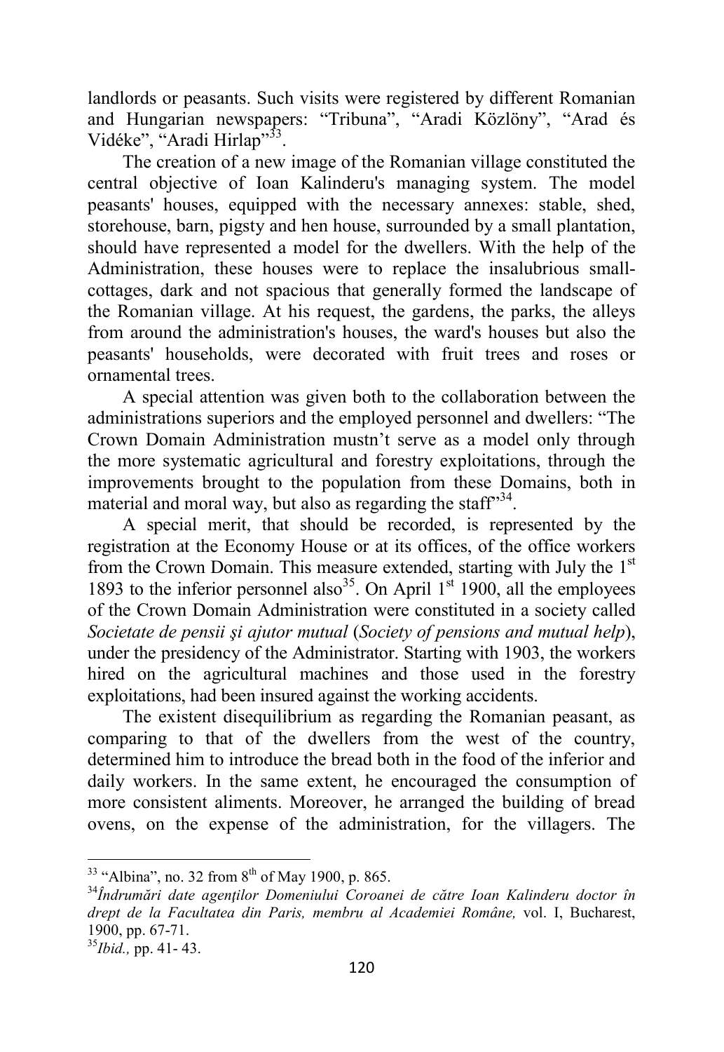landlords or peasants. Such visits were registered by different Romanian and Hungarian newspapers: "Tribuna", "Aradi Közlöny", "Arad és Vidéke", "Aradi Hirlap"[33].

The creation of a new image of the Romanian village constituted the central objective of Ioan Kalinderu's managing system. The model peasants' houses, equipped with the necessary annexes: stable, shed, storehouse, barn, pigsty and hen house, surrounded by a small plantation, should have represented a model for the dwellers. With the help of the Administration, these houses were to replace the insalubrious small-cottages, dark and not spacious that generally formed the landscape of the Romanian village. At his request, the gardens, the parks, the alleys from around the administration's houses, the ward's houses but also the peasants' households, were decorated with fruit trees and roses or ornamental trees.

A special attention was given both to the collaboration between the administrations superiors and the employed personnel and dwellers: "The Crown Domain Administration mustn't serve as a model only through the more systematic agricultural and forestry exploitations, through the improvements brought to the population from these Domains, both in material and moral way, but also as regarding the staff"[34].

A special merit, that should be recorded, is represented by the registration at the Economy House or at its offices, of the office workers from the Crown Domain. This measure extended, starting with July the 1st 1893 to the inferior personnel also[35]. On April 1st 1900, all the employees of the Crown Domain Administration were constituted in a society called *Societate de pensii şi ajutor mutual* (*Society of pensions and mutual help*), under the presidency of the Administrator. Starting with 1903, the workers hired on the agricultural machines and those used in the forestry exploitations, had been insured against the working accidents.

The existent disequilibrium as regarding the Romanian peasant, as comparing to that of the dwellers from the west of the country, determined him to introduce the bread both in the food of the inferior and daily workers. In the same extent, he encouraged the consumption of more consistent aliments. Moreover, he arranged the building of bread ovens, on the expense of the administration, for the villagers. The

---

[33] "Albina", no. 32 from 8th of May 1900, p. 865.

[34] *Îndrumări date agenţilor Domeniului Coroanei de către Ioan Kalinderu doctor în drept de la Facultatea din Paris, membru al Academiei Române,* vol. I, Bucharest, 1900, pp. 67-71.

[35] *Ibid.,* pp. 41- 43.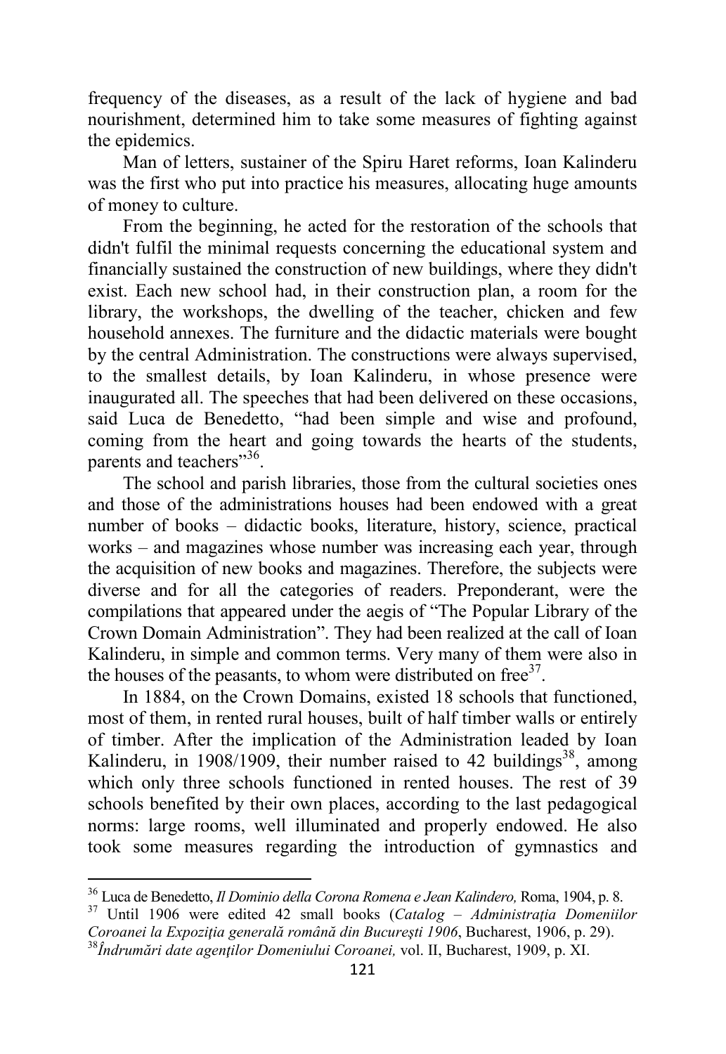frequency of the diseases, as a result of the lack of hygiene and bad nourishment, determined him to take some measures of fighting against the epidemics.

Man of letters, sustainer of the Spiru Haret reforms, Ioan Kalinderu was the first who put into practice his measures, allocating huge amounts of money to culture.

From the beginning, he acted for the restoration of the schools that didn't fulfil the minimal requests concerning the educational system and financially sustained the construction of new buildings, where they didn't exist. Each new school had, in their construction plan, a room for the library, the workshops, the dwelling of the teacher, chicken and few household annexes. The furniture and the didactic materials were bought by the central Administration. The constructions were always supervised, to the smallest details, by Ioan Kalinderu, in whose presence were inaugurated all. The speeches that had been delivered on these occasions, said Luca de Benedetto, "had been simple and wise and profound, coming from the heart and going towards the hearts of the students, parents and teachers"[36].

The school and parish libraries, those from the cultural societies ones and those of the administrations houses had been endowed with a great number of books – didactic books, literature, history, science, practical works – and magazines whose number was increasing each year, through the acquisition of new books and magazines. Therefore, the subjects were diverse and for all the categories of readers. Preponderant, were the compilations that appeared under the aegis of "The Popular Library of the Crown Domain Administration". They had been realized at the call of Ioan Kalinderu, in simple and common terms. Very many of them were also in the houses of the peasants, to whom were distributed on free[37].

In 1884, on the Crown Domains, existed 18 schools that functioned, most of them, in rented rural houses, built of half timber walls or entirely of timber. After the implication of the Administration leaded by Ioan Kalinderu, in 1908/1909, their number raised to 42 buildings[38], among which only three schools functioned in rented houses. The rest of 39 schools benefited by their own places, according to the last pedagogical norms: large rooms, well illuminated and properly endowed. He also took some measures regarding the introduction of gymnastics and

---

[36] Luca de Benedetto, *Il Dominio della Corona Romena e Jean Kalindero,* Roma, 1904, p. 8.

[37] Until 1906 were edited 42 small books (*Catalog – Administraţia Domeniilor Coroanei la Expoziţia generală română din Bucureşti 1906*, Bucharest, 1906, p. 29).

[38] *Îndrumări date agenţilor Domeniului Coroanei,* vol. II, Bucharest, 1909, p. XI.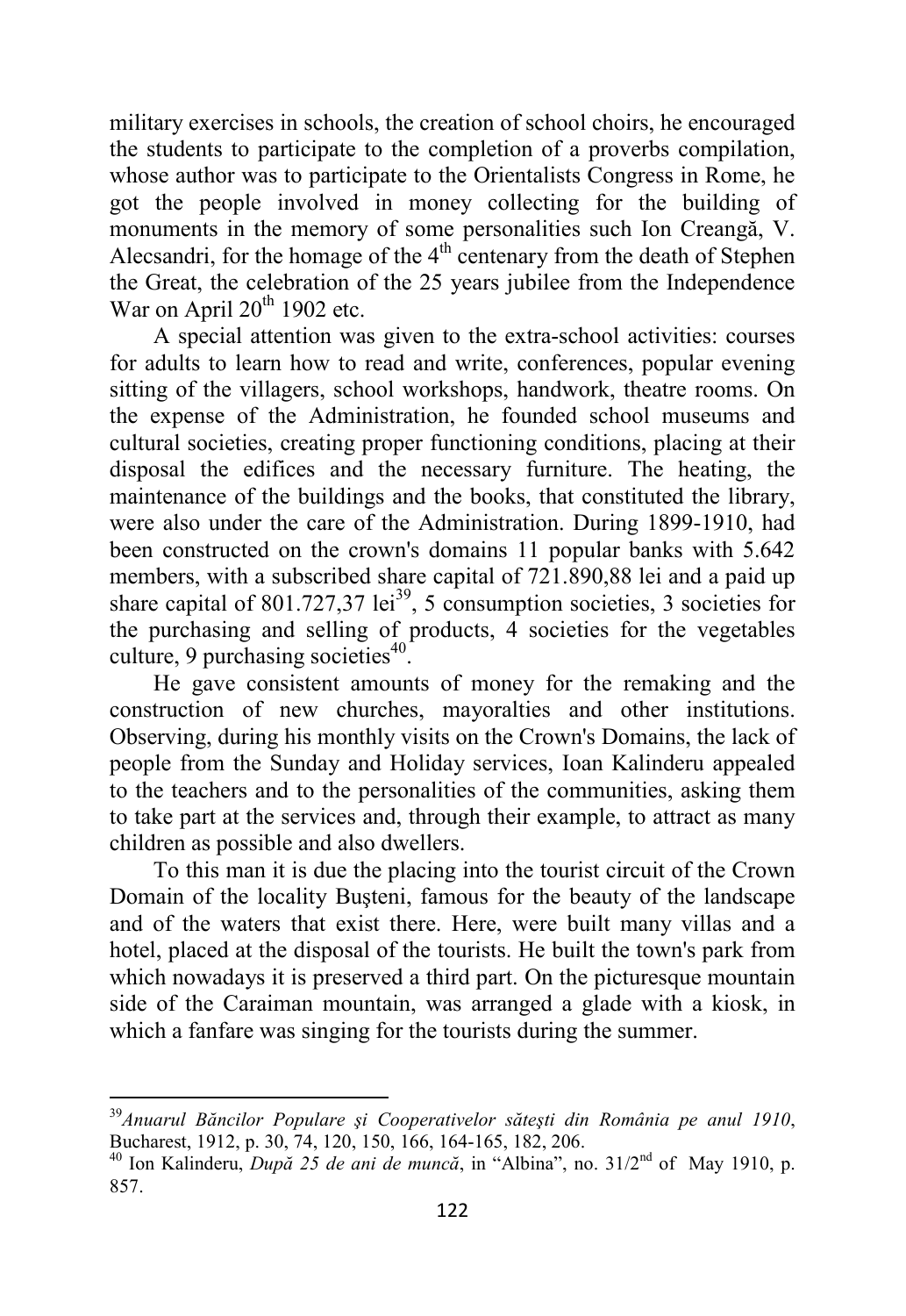military exercises in schools, the creation of school choirs, he encouraged the students to participate to the completion of a proverbs compilation, whose author was to participate to the Orientalists Congress in Rome, he got the people involved in money collecting for the building of monuments in the memory of some personalities such Ion Creangă, V. Alecsandri, for the homage of the 4th centenary from the death of Stephen the Great, the celebration of the 25 years jubilee from the Independence War on April 20th 1902 etc.

A special attention was given to the extra-school activities: courses for adults to learn how to read and write, conferences, popular evening sitting of the villagers, school workshops, handwork, theatre rooms. On the expense of the Administration, he founded school museums and cultural societies, creating proper functioning conditions, placing at their disposal the edifices and the necessary furniture. The heating, the maintenance of the buildings and the books, that constituted the library, were also under the care of the Administration. During 1899-1910, had been constructed on the crown's domains 11 popular banks with 5.642 members, with a subscribed share capital of 721.890,88 lei and a paid up share capital of 801.727,37 lei[39], 5 consumption societies, 3 societies for the purchasing and selling of products, 4 societies for the vegetables culture, 9 purchasing societies[40].

He gave consistent amounts of money for the remaking and the construction of new churches, mayoralties and other institutions. Observing, during his monthly visits on the Crown's Domains, the lack of people from the Sunday and Holiday services, Ioan Kalinderu appealed to the teachers and to the personalities of the communities, asking them to take part at the services and, through their example, to attract as many children as possible and also dwellers.

To this man it is due the placing into the tourist circuit of the Crown Domain of the locality Buşteni, famous for the beauty of the landscape and of the waters that exist there. Here, were built many villas and a hotel, placed at the disposal of the tourists. He built the town's park from which nowadays it is preserved a third part. On the picturesque mountain side of the Caraiman mountain, was arranged a glade with a kiosk, in which a fanfare was singing for the tourists during the summer.

---

[39] *Anuarul Băncilor Populare şi Cooperativelor săteşti din România pe anul 1910*, Bucharest, 1912, p. 30, 74, 120, 150, 166, 164-165, 182, 206.

[40] Ion Kalinderu, *După 25 de ani de muncă*, in "Albina", no. 31/2nd of May 1910, p. 857.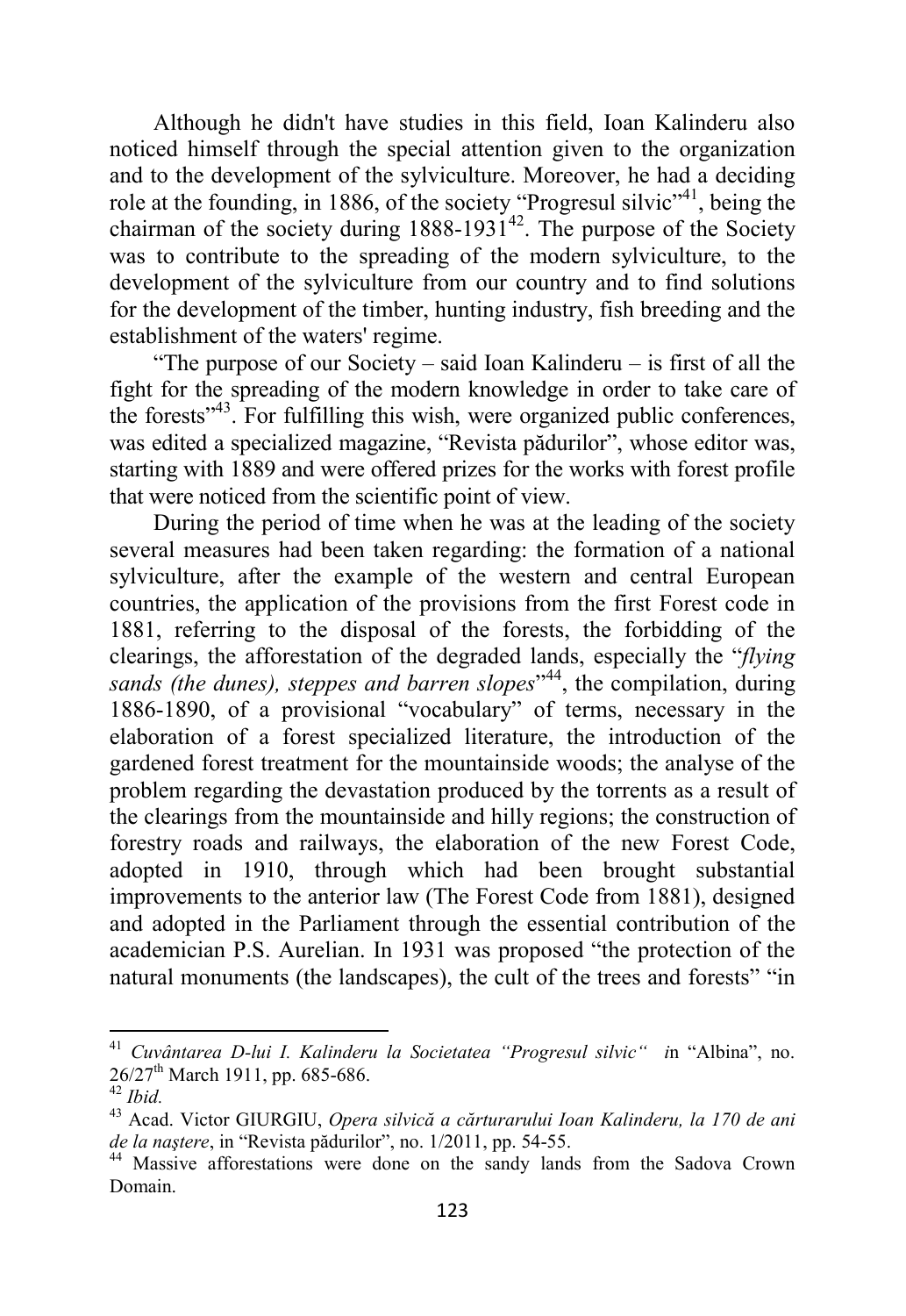Although he didn't have studies in this field, Ioan Kalinderu also noticed himself through the special attention given to the organization and to the development of the sylviculture. Moreover, he had a deciding role at the founding, in 1886, of the society "Progresul silvic"[41], being the chairman of the society during 1888-1931[42]. The purpose of the Society was to contribute to the spreading of the modern sylviculture, to the development of the sylviculture from our country and to find solutions for the development of the timber, hunting industry, fish breeding and the establishment of the waters' regime.

"The purpose of our Society – said Ioan Kalinderu – is first of all the fight for the spreading of the modern knowledge in order to take care of the forests"[43]. For fulfilling this wish, were organized public conferences, was edited a specialized magazine, "Revista pădurilor", whose editor was, starting with 1889 and were offered prizes for the works with forest profile that were noticed from the scientific point of view.

During the period of time when he was at the leading of the society several measures had been taken regarding: the formation of a national sylviculture, after the example of the western and central European countries, the application of the provisions from the first Forest code in 1881, referring to the disposal of the forests, the forbidding of the clearings, the afforestation of the degraded lands, especially the "*flying sands (the dunes), steppes and barren slopes*"[44], the compilation, during 1886-1890, of a provisional "vocabulary" of terms, necessary in the elaboration of a forest specialized literature, the introduction of the gardened forest treatment for the mountainside woods; the analyse of the problem regarding the devastation produced by the torrents as a result of the clearings from the mountainside and hilly regions; the construction of forestry roads and railways, the elaboration of the new Forest Code, adopted in 1910, through which had been brought substantial improvements to the anterior law (The Forest Code from 1881), designed and adopted in the Parliament through the essential contribution of the academician P.S. Aurelian. In 1931 was proposed "the protection of the natural monuments (the landscapes), the cult of the trees and forests" "in

---

[41] *Cuvântarea D-lui I. Kalinderu la Societatea "Progresul silvic"* in "Albina", no. 26/27th March 1911, pp. 685-686.

[42] *Ibid.*

[43] Acad. Victor GIURGIU, *Opera silvică a cărturarului Ioan Kalinderu, la 170 de ani de la naştere*, in "Revista pădurilor", no. 1/2011, pp. 54-55.

[44] Massive afforestations were done on the sandy lands from the Sadova Crown Domain.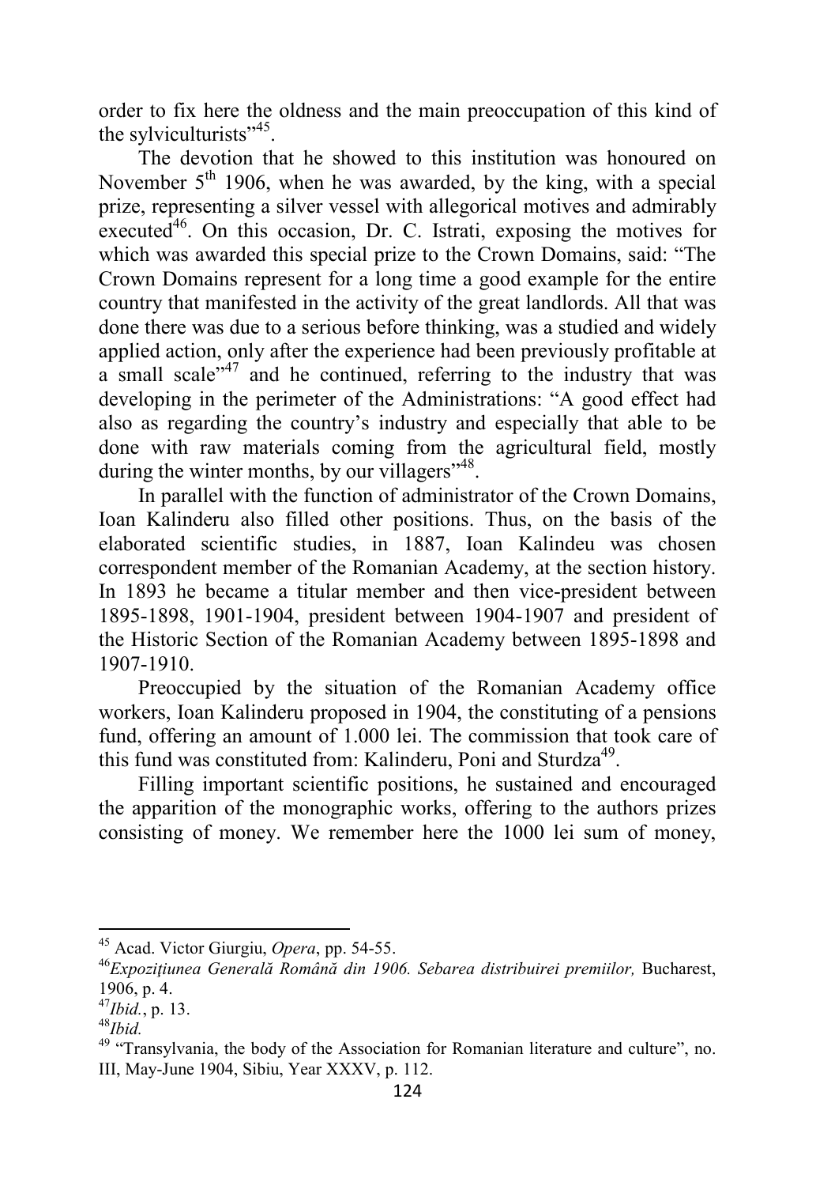order to fix here the oldness and the main preoccupation of this kind of the sylviculturists"[45].

The devotion that he showed to this institution was honoured on November 5th 1906, when he was awarded, by the king, with a special prize, representing a silver vessel with allegorical motives and admirably executed[46]. On this occasion, Dr. C. Istrati, exposing the motives for which was awarded this special prize to the Crown Domains, said: "The Crown Domains represent for a long time a good example for the entire country that manifested in the activity of the great landlords. All that was done there was due to a serious before thinking, was a studied and widely applied action, only after the experience had been previously profitable at a small scale"[47] and he continued, referring to the industry that was developing in the perimeter of the Administrations: "A good effect had also as regarding the country's industry and especially that able to be done with raw materials coming from the agricultural field, mostly during the winter months, by our villagers"[48].

In parallel with the function of administrator of the Crown Domains, Ioan Kalinderu also filled other positions. Thus, on the basis of the elaborated scientific studies, in 1887, Ioan Kalindeu was chosen correspondent member of the Romanian Academy, at the section history. In 1893 he became a titular member and then vice-president between 1895-1898, 1901-1904, president between 1904-1907 and president of the Historic Section of the Romanian Academy between 1895-1898 and 1907-1910.

Preoccupied by the situation of the Romanian Academy office workers, Ioan Kalinderu proposed in 1904, the constituting of a pensions fund, offering an amount of 1.000 lei. The commission that took care of this fund was constituted from: Kalinderu, Poni and Sturdza[49].

Filling important scientific positions, he sustained and encouraged the apparition of the monographic works, offering to the authors prizes consisting of money. We remember here the 1000 lei sum of money,

---

[45] Acad. Victor Giurgiu, *Opera*, pp. 54-55.

[46] *Expoziţiunea Generală Română din 1906. Sebarea distribuirei premiilor,* Bucharest, 1906, p. 4.

[47] *Ibid.*, p. 13.

[48] *Ibid.*

[49] "Transylvania, the body of the Association for Romanian literature and culture", no. III, May-June 1904, Sibiu, Year XXXV, p. 112.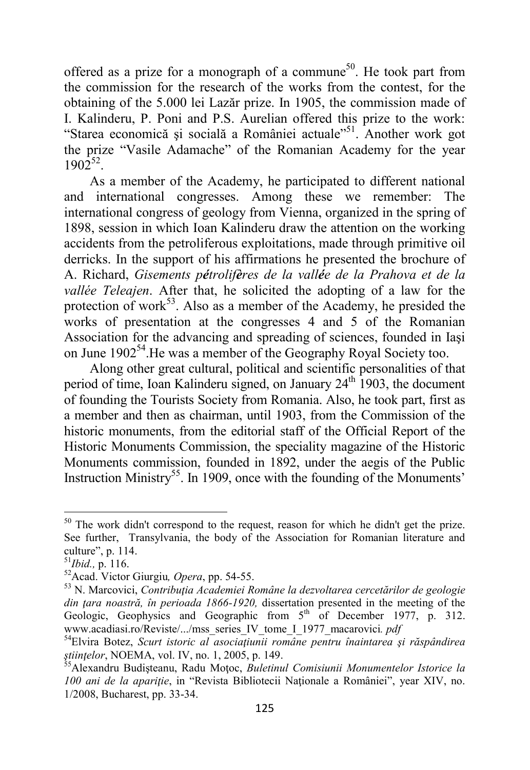offered as a prize for a monograph of a commune[50]. He took part from the commission for the research of the works from the contest, for the obtaining of the 5.000 lei Lazăr prize. In 1905, the commission made of I. Kalinderu, P. Poni and P.S. Aurelian offered this prize to the work: "Starea economică şi socială a României actuale"[51]. Another work got the prize "Vasile Adamache" of the Romanian Academy for the year 1902[52].

As a member of the Academy, he participated to different national and international congresses. Among these we remember: The international congress of geology from Vienna, organized in the spring of 1898, session in which Ioan Kalinderu draw the attention on the working accidents from the petroliferous exploitations, made through primitive oil derricks. In the support of his affirmations he presented the brochure of A. Richard, *Gisements pétrolifères de la vallée de la Prahova et de la vallée Teleajen*. After that, he solicited the adopting of a law for the protection of work[53]. Also as a member of the Academy, he presided the works of presentation at the congresses 4 and 5 of the Romanian Association for the advancing and spreading of sciences, founded in Iaşi on June 1902[54].He was a member of the Geography Royal Society too.

Along other great cultural, political and scientific personalities of that period of time, Ioan Kalinderu signed, on January 24th 1903, the document of founding the Tourists Society from Romania. Also, he took part, first as a member and then as chairman, until 1903, from the Commission of the historic monuments, from the editorial staff of the Official Report of the Historic Monuments Commission, the speciality magazine of the Historic Monuments commission, founded in 1892, under the aegis of the Public Instruction Ministry[55]. In 1909, once with the founding of the Monuments'

---

[50] The work didn't correspond to the request, reason for which he didn't get the prize. See further, Transylvania, the body of the Association for Romanian literature and culture", p. 114.

[51] *Ibid.,* p. 116.

[52] Acad. Victor Giurgiu*, Opera*, pp. 54-55.

[53] N. Marcovici, *Contribuţia Academiei Române la dezvoltarea cercetărilor de geologie din ţara noastră, în perioada 1866-1920,* dissertation presented in the meeting of the Geologic, Geophysics and Geographic from 5th of December 1977, p. 312. www.acadiasi.ro/Reviste/.../mss_series_IV_tome_I_1977_macarovici*. pdf*

[54] Elvira Botez, *Scurt istoric al asociaţiunii române pentru înaintarea şi răspândirea ştiinţelor*, NOEMA, vol. IV, no. 1, 2005, p. 149.

[55] Alexandru Budişteanu, Radu Moţoc, *Buletinul Comisiunii Monumentelor Istorice la 100 ani de la apariţie*, in "Revista Bibliotecii Naţionale a României", year XIV, no. 1/2008, Bucharest, pp. 33-34.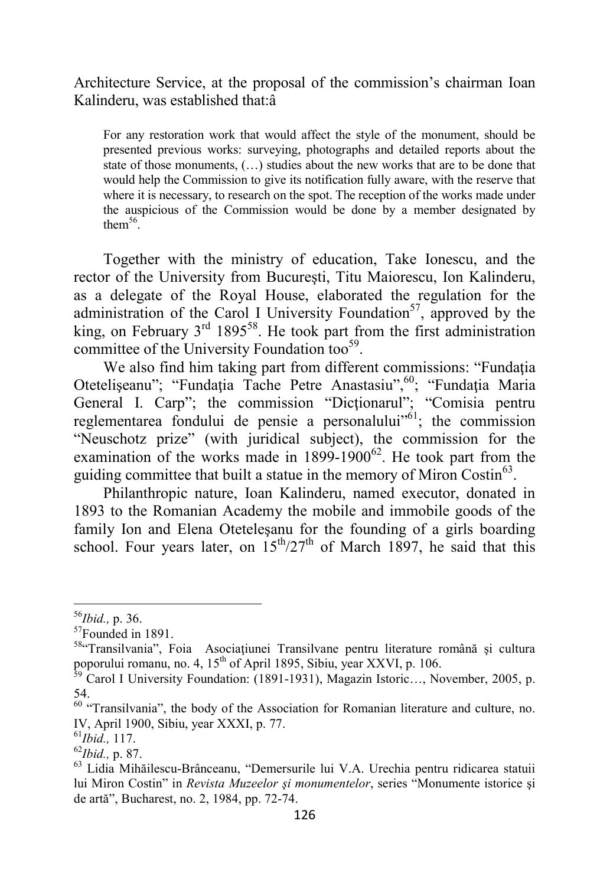Architecture Service, at the proposal of the commission's chairman Ioan Kalinderu, was established that:â

> For any restoration work that would affect the style of the monument, should be presented previous works: surveying, photographs and detailed reports about the state of those monuments, (…) studies about the new works that are to be done that would help the Commission to give its notification fully aware, with the reserve that where it is necessary, to research on the spot. The reception of the works made under the auspicious of the Commission would be done by a member designated by them[56].

Together with the ministry of education, Take Ionescu, and the rector of the University from Bucureşti, Titu Maiorescu, Ion Kalinderu, as a delegate of the Royal House, elaborated the regulation for the administration of the Carol I University Foundation[57], approved by the king, on February 3rd 1895[58]. He took part from the first administration committee of the University Foundation too[59].

We also find him taking part from different commissions: "Fundaţia Oteteleşeanu"; "Fundaţia Tache Petre Anastasiu",[60]; "Fundaţia Maria General I. Carp"; the commission "Dicţionarul"; "Comisia pentru reglementarea fondului de pensie a personalului"[61]; the commission "Neuschotz prize" (with juridical subject), the commission for the examination of the works made in 1899-1900[62]. He took part from the guiding committee that built a statue in the memory of Miron Costin[63].

Philanthropic nature, Ioan Kalinderu, named executor, donated in 1893 to the Romanian Academy the mobile and immobile goods of the family Ion and Elena Oteteleşanu for the founding of a girls boarding school. Four years later, on 15th/27th of March 1897, he said that this

---

[56] *Ibid.,* p. 36.

[57] Founded in 1891.

[58] "Transilvania", Foia Asociaţiunei Transilvane pentru literature română şi cultura poporului romanu, no. 4, 15th of April 1895, Sibiu, year XXVI, p. 106.

[59] Carol I University Foundation: (1891-1931), Magazin Istoric…, November, 2005, p. 54.

[60] "Transilvania", the body of the Association for Romanian literature and culture, no. IV, April 1900, Sibiu, year XXXI, p. 77.

[61] *Ibid.,* 117.

[62] *Ibid.,* p. 87.

[63] Lidia Mihăilescu-Brânceanu, "Demersurile lui V.A. Urechia pentru ridicarea statuii lui Miron Costin" in *Revista Muzeelor şi monumentelor*, series "Monumente istorice şi de artă", Bucharest, no. 2, 1984, pp. 72-74.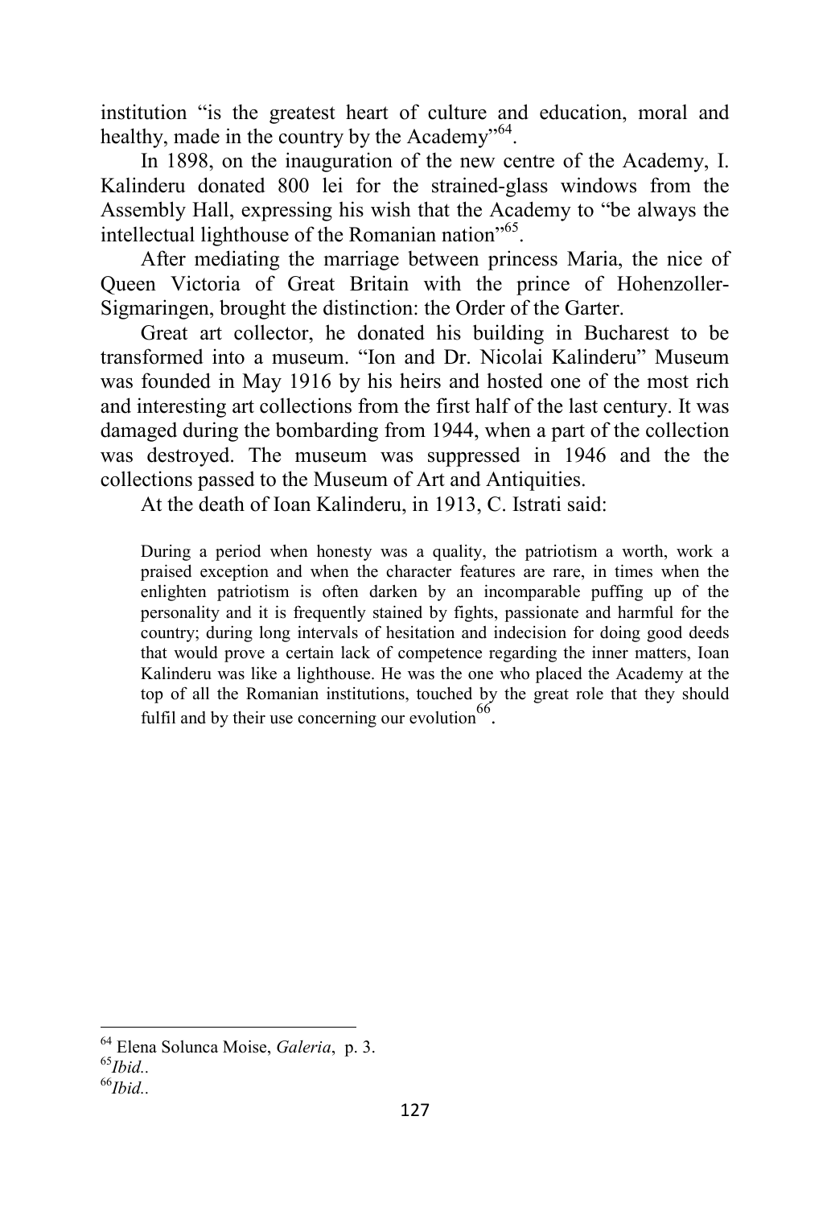institution "is the greatest heart of culture and education, moral and healthy, made in the country by the Academy"[64].

In 1898, on the inauguration of the new centre of the Academy, I. Kalinderu donated 800 lei for the strained-glass windows from the Assembly Hall, expressing his wish that the Academy to "be always the intellectual lighthouse of the Romanian nation"[65].

After mediating the marriage between princess Maria, the nice of Queen Victoria of Great Britain with the prince of Hohenzoller-Sigmaringen, brought the distinction: the Order of the Garter.

Great art collector, he donated his building in Bucharest to be transformed into a museum. "Ion and Dr. Nicolai Kalinderu" Museum was founded in May 1916 by his heirs and hosted one of the most rich and interesting art collections from the first half of the last century. It was damaged during the bombarding from 1944, when a part of the collection was destroyed. The museum was suppressed in 1946 and the the collections passed to the Museum of Art and Antiquities.

At the death of Ioan Kalinderu, in 1913, C. Istrati said:

> During a period when honesty was a quality, the patriotism a worth, work a praised exception and when the character features are rare, in times when the enlighten patriotism is often darken by an incomparable puffing up of the personality and it is frequently stained by fights, passionate and harmful for the country; during long intervals of hesitation and indecision for doing good deeds that would prove a certain lack of competence regarding the inner matters, Ioan Kalinderu was like a lighthouse. He was the one who placed the Academy at the top of all the Romanian institutions, touched by the great role that they should fulfil and by their use concerning our evolution[66].

---

[64] Elena Solunca Moise, *Galeria*, p. 3.

[65] *Ibid.*.

[66] *Ibid.*.